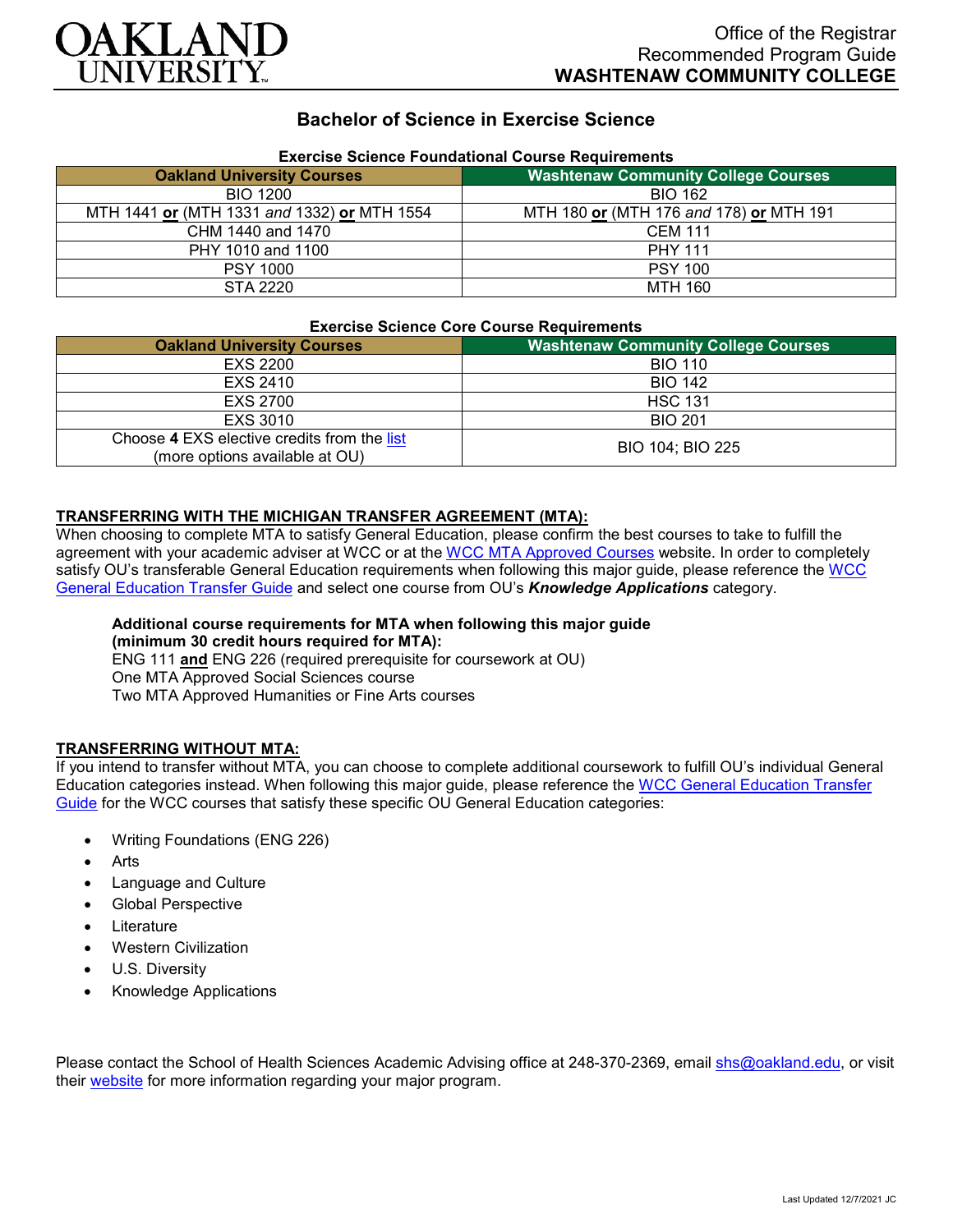Office of the Registrar
Recommended Program Guide
**WASHTENAW COMMUNITY COLLEGE**

# Bachelor of Science in Exercise Science

### Exercise Science Foundational Course Requirements

| Oakland University Courses | Washtenaw Community College Courses |
|---|---|
| BIO 1200 | BIO 162 |
| MTH 1441 **or** (MTH 1331 *and* 1332) **or** MTH 1554 | MTH 180 **or** (MTH 176 *and* 178) **or** MTH 191 |
| CHM 1440 and 1470 | CEM 111 |
| PHY 1010 and 1100 | PHY 111 |
| PSY 1000 | PSY 100 |
| STA 2220 | MTH 160 |

### Exercise Science Core Course Requirements

| Oakland University Courses | Washtenaw Community College Courses |
|---|---|
| EXS 2200 | BIO 110 |
| EXS 2410 | BIO 142 |
| EXS 2700 | HSC 131 |
| EXS 3010 | BIO 201 |
| Choose **4** EXS elective credits from the list (more options available at OU) | BIO 104; BIO 225 |

**TRANSFERRING WITH THE MICHIGAN TRANSFER AGREEMENT (MTA):**

When choosing to complete MTA to satisfy General Education, please confirm the best courses to take to fulfill the agreement with your academic adviser at WCC or at the WCC MTA Approved Courses website. In order to completely satisfy OU's transferable General Education requirements when following this major guide, please reference the WCC General Education Transfer Guide and select one course from OU's ***Knowledge Applications*** category.

**Additional course requirements for MTA when following this major guide (minimum 30 credit hours required for MTA):**
ENG 111 **and** ENG 226 (required prerequisite for coursework at OU)
One MTA Approved Social Sciences course
Two MTA Approved Humanities or Fine Arts courses

**TRANSFERRING WITHOUT MTA:**

If you intend to transfer without MTA, you can choose to complete additional coursework to fulfill OU's individual General Education categories instead. When following this major guide, please reference the WCC General Education Transfer Guide for the WCC courses that satisfy these specific OU General Education categories:

- Writing Foundations (ENG 226)
- Arts
- Language and Culture
- Global Perspective
- Literature
- Western Civilization
- U.S. Diversity
- Knowledge Applications

Please contact the School of Health Sciences Academic Advising office at 248-370-2369, email shs@oakland.edu, or visit their website for more information regarding your major program.

Last Updated 12/7/2021 JC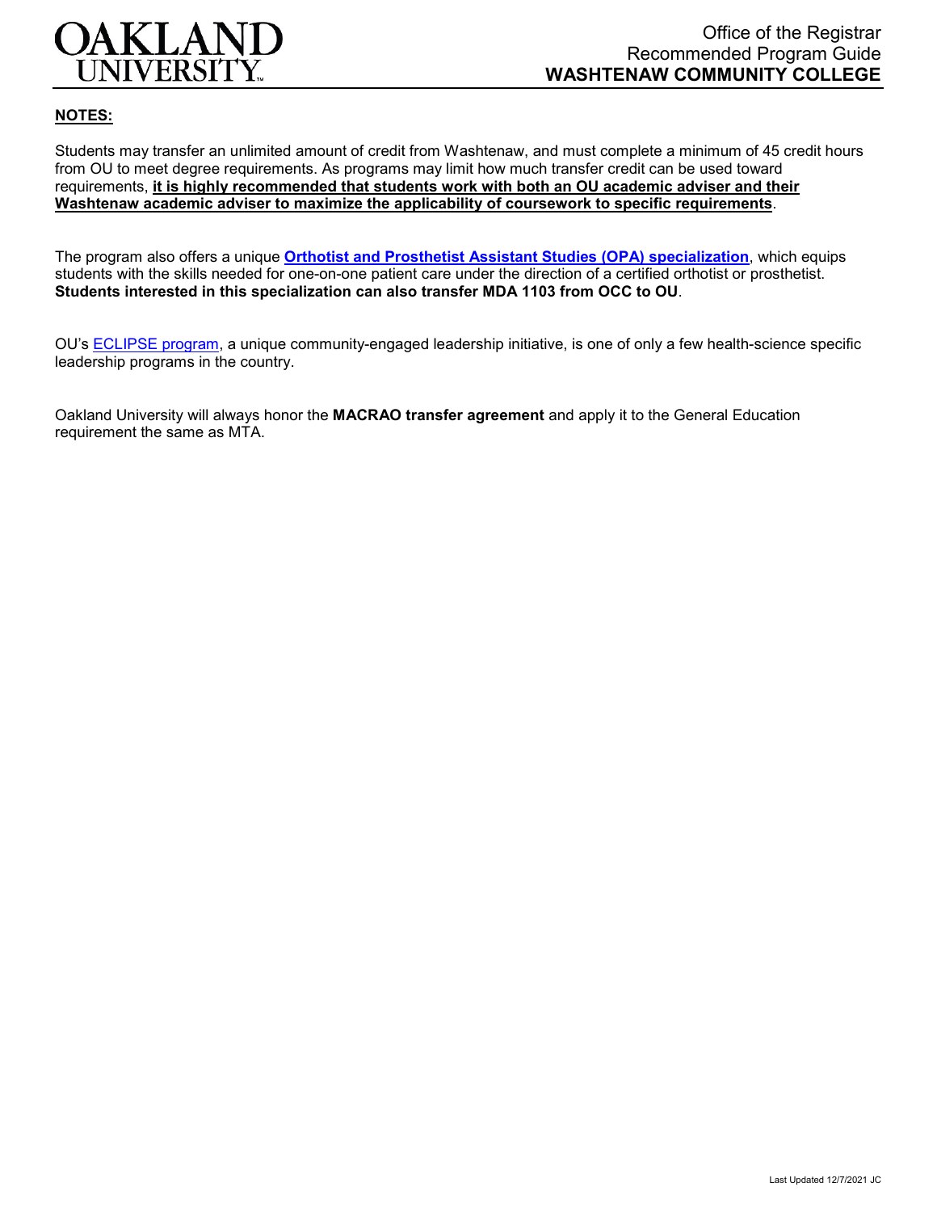**NOTES:**

Students may transfer an unlimited amount of credit from Washtenaw, and must complete a minimum of 45 credit hours from OU to meet degree requirements. As programs may limit how much transfer credit can be used toward requirements, **it is highly recommended that students work with both an OU academic adviser and their Washtenaw academic adviser to maximize the applicability of coursework to specific requirements**.

The program also offers a unique **Orthotist and Prosthetist Assistant Studies (OPA) specialization**, which equips students with the skills needed for one-on-one patient care under the direction of a certified orthotist or prosthetist. **Students interested in this specialization can also transfer MDA 1103 from OCC to OU**.

OU's ECLIPSE program, a unique community-engaged leadership initiative, is one of only a few health-science specific leadership programs in the country.

Oakland University will always honor the **MACRAO transfer agreement** and apply it to the General Education requirement the same as MTA.

Last Updated 12/7/2021 JC